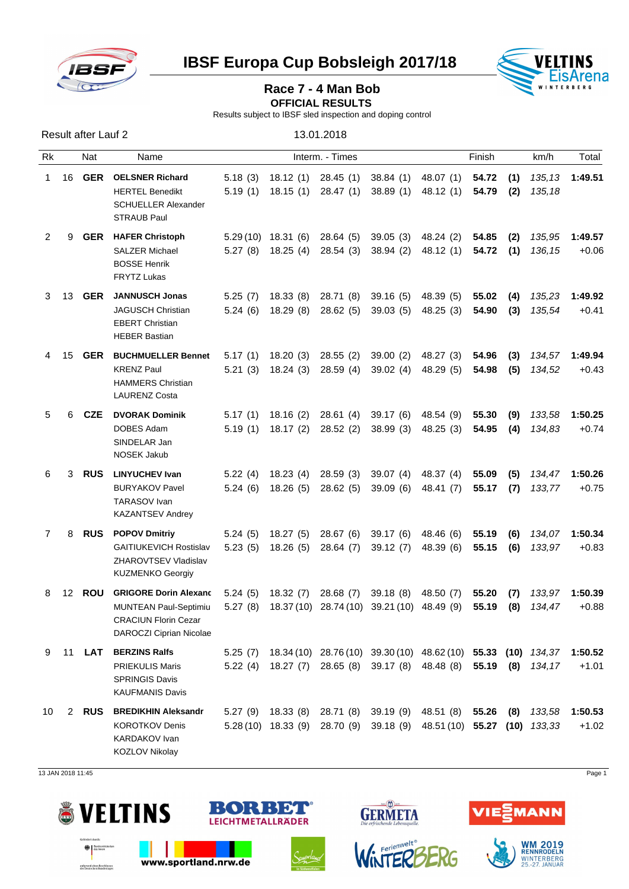# IBSF Europa Cup Bobsleigh 2017/18

## Race 7 - 4 Man Bob

### OFFICIAL RESULTS

Results subject to IBSF sled inspection and doping control

Result after Lauf 2 — 13.01.2018

| Rk | | Nat | Name | Interm. - Times | | | | | Finish | | km/h | Total |
|---|---|---|---|---|---|---|---|---|---|---|---|---|
| 1 | 16 | **GER** | **OELSNER Richard**<br>HERTEL Benedikt<br>SCHUELLER Alexander<br>STRAUB Paul | 5.18 (3)<br>5.19 (1) | 18.12 (1)<br>18.15 (1) | 28.45 (1)<br>28.47 (1) | 38.84 (1)<br>38.89 (1) | 48.07 (1)<br>48.12 (1) | **54.72**<br>**54.79** | **(1)**<br>**(2)** | *135,13*<br>*135,18* | **1:49.51** |
| 2 | 9 | **GER** | **HAFER Christoph**<br>SALZER Michael<br>BOSSE Henrik<br>FRYTZ Lukas | 5.29 (10)<br>5.27 (8) | 18.31 (6)<br>18.25 (4) | 28.64 (5)<br>28.54 (3) | 39.05 (3)<br>38.94 (2) | 48.24 (2)<br>48.12 (1) | **54.85**<br>**54.72** | **(2)**<br>**(1)** | *135,95*<br>*136,15* | **1:49.57**<br>+0.06 |
| 3 | 13 | **GER** | **JANNUSCH Jonas**<br>JAGUSCH Christian<br>EBERT Christian<br>HEBER Bastian | 5.25 (7)<br>5.24 (6) | 18.33 (8)<br>18.29 (8) | 28.71 (8)<br>28.62 (5) | 39.16 (5)<br>39.03 (5) | 48.39 (5)<br>48.25 (3) | **55.02**<br>**54.90** | **(4)**<br>**(3)** | *135,23*<br>*135,54* | **1:49.92**<br>+0.41 |
| 4 | 15 | **GER** | **BUCHMUELLER Bennet**<br>KRENZ Paul<br>HAMMERS Christian<br>LAURENZ Costa | 5.17 (1)<br>5.21 (3) | 18.20 (3)<br>18.24 (3) | 28.55 (2)<br>28.59 (4) | 39.00 (2)<br>39.02 (4) | 48.27 (3)<br>48.29 (5) | **54.96**<br>**54.98** | **(3)**<br>**(5)** | *134,57*<br>*134,52* | **1:49.94**<br>+0.43 |
| 5 | 6 | **CZE** | **DVORAK Dominik**<br>DOBES Adam<br>SINDELAR Jan<br>NOSEK Jakub | 5.17 (1)<br>5.19 (1) | 18.16 (2)<br>18.17 (2) | 28.61 (4)<br>28.52 (2) | 39.17 (6)<br>38.99 (3) | 48.54 (9)<br>48.25 (3) | **55.30**<br>**54.95** | **(9)**<br>**(4)** | *133,58*<br>*134,83* | **1:50.25**<br>+0.74 |
| 6 | 3 | **RUS** | **LINYUCHEV Ivan**<br>BURYAKOV Pavel<br>TARASOV Ivan<br>KAZANTSEV Andrey | 5.22 (4)<br>5.24 (6) | 18.23 (4)<br>18.26 (5) | 28.59 (3)<br>28.62 (5) | 39.07 (4)<br>39.09 (6) | 48.37 (4)<br>48.41 (7) | **55.09**<br>**55.17** | **(5)**<br>**(7)** | *134,47*<br>*133,77* | **1:50.26**<br>+0.75 |
| 7 | 8 | **RUS** | **POPOV Dmitriy**<br>GAITIUKEVICH Rostislav<br>ZHAROVTSEV Vladislav<br>KUZMENKO Georgiy | 5.24 (5)<br>5.23 (5) | 18.27 (5)<br>18.26 (5) | 28.67 (6)<br>28.64 (7) | 39.17 (6)<br>39.12 (7) | 48.46 (6)<br>48.39 (6) | **55.19**<br>**55.15** | **(6)**<br>**(6)** | *134,07*<br>*133,97* | **1:50.34**<br>+0.83 |
| 8 | 12 | **ROU** | **GRIGORE Dorin Alexanc**<br>MUNTEAN Paul-Septimiu<br>CRACIUN Florin Cezar<br>DAROCZI Ciprian Nicolae | 5.24 (5)<br>5.27 (8) | 18.32 (7)<br>18.37 (10) | 28.68 (7)<br>28.74 (10) | 39.18 (8)<br>39.21 (10) | 48.50 (7)<br>48.49 (9) | **55.20**<br>**55.19** | **(7)**<br>**(8)** | *133,97*<br>*134,47* | **1:50.39**<br>+0.88 |
| 9 | 11 | **LAT** | **BERZINS Ralfs**<br>PRIEKULIS Maris<br>SPRINGIS Davis<br>KAUFMANIS Davis | 5.25 (7)<br>5.22 (4) | 18.34 (10)<br>18.27 (7) | 28.76 (10)<br>28.65 (8) | 39.30 (10)<br>39.17 (8) | 48.62 (10)<br>48.48 (8) | **55.33**<br>**55.19** | **(10)**<br>**(8)** | *134,37*<br>*134,17* | **1:50.52**<br>+1.01 |
| 10 | 2 | **RUS** | **BREDIKHIN Aleksandr**<br>KOROTKOV Denis<br>KARDAKOV Ivan<br>KOZLOV Nikolay | 5.27 (9)<br>5.28 (10) | 18.33 (8)<br>18.33 (9) | 28.71 (8)<br>28.70 (9) | 39.19 (9)<br>39.18 (9) | 48.51 (8)<br>48.51 (10) | **55.26**<br>**55.27** | **(8)**<br>**(10)** | *133,58*<br>*133,33* | **1:50.53**<br>+1.02 |

13 JAN 2018 11:45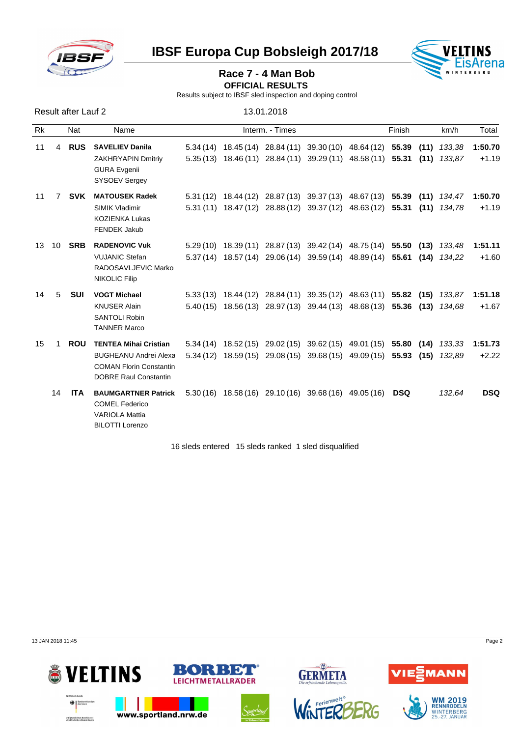# IBSF Europa Cup Bobsleigh 2017/18

## Race 7 - 4 Man Bob

**OFFICIAL RESULTS**

Results subject to IBSF sled inspection and doping control

Result after Lauf 2 — 13.01.2018

| Rk | | Nat | Name | Interm. - Times | | | | | Finish | | km/h | Total |
|---|---|---|---|---|---|---|---|---|---|---|---|---|
| 11 | 4 | **RUS** | **SAVELIEV Danila**<br>ZAKHRYAPIN Dmitriy<br>GURA Evgenii<br>SYSOEV Sergey | 5.34 (14)<br>5.35 (13) | 18.45 (14)<br>18.46 (11) | 28.84 (11)<br>28.84 (11) | 39.30 (10)<br>39.29 (11) | 48.64 (12)<br>48.58 (11) | **55.39**<br>**55.31** | **(11)**<br>**(11)** | *133,38*<br>*133,87* | **1:50.70**<br>+1.19 |
| 11 | 7 | **SVK** | **MATOUSEK Radek**<br>SIMIK Vladimir<br>KOZIENKA Lukas<br>FENDEK Jakub | 5.31 (12)<br>5.31 (11) | 18.44 (12)<br>18.47 (12) | 28.87 (13)<br>28.88 (12) | 39.37 (13)<br>39.37 (12) | 48.67 (13)<br>48.63 (12) | **55.39**<br>**55.31** | **(11)**<br>**(11)** | *134,47*<br>*134,78* | **1:50.70**<br>+1.19 |
| 13 | 10 | **SRB** | **RADENOVIC Vuk**<br>VUJANIC Stefan<br>RADOSAVLJEVIC Marko<br>NIKOLIC Filip | 5.29 (10)<br>5.37 (14) | 18.39 (11)<br>18.57 (14) | 28.87 (13)<br>29.06 (14) | 39.42 (14)<br>39.59 (14) | 48.75 (14)<br>48.89 (14) | **55.50**<br>**55.61** | **(13)**<br>**(14)** | *133,48*<br>*134,22* | **1:51.11**<br>+1.60 |
| 14 | 5 | **SUI** | **VOGT Michael**<br>KNUSER Alain<br>SANTOLI Robin<br>TANNER Marco | 5.33 (13)<br>5.40 (15) | 18.44 (12)<br>18.56 (13) | 28.84 (11)<br>28.97 (13) | 39.35 (12)<br>39.44 (13) | 48.63 (11)<br>48.68 (13) | **55.82**<br>**55.36** | **(15)**<br>**(13)** | *133,87*<br>*134,68* | **1:51.18**<br>+1.67 |
| 15 | 1 | **ROU** | **TENTEA Mihai Cristian**<br>BUGHEANU Andrei Alexa<br>COMAN Florin Constantin<br>DOBRE Raul Constantin | 5.34 (14)<br>5.34 (12) | 18.52 (15)<br>18.59 (15) | 29.02 (15)<br>29.08 (15) | 39.62 (15)<br>39.68 (15) | 49.01 (15)<br>49.09 (15) | **55.80**<br>**55.93** | **(14)**<br>**(15)** | *133,33*<br>*132,89* | **1:51.73**<br>+2.22 |
| | 14 | **ITA** | **BAUMGARTNER Patrick**<br>COMEL Federico<br>VARIOLA Mattia<br>BILOTTI Lorenzo | 5.30 (16) | 18.58 (16) | 29.10 (16) | 39.68 (16) | 49.05 (16) | **DSQ** | | *132,64* | **DSQ** |

16 sleds entered 15 sleds ranked 1 sled disqualified

13 JAN 2018 11:45